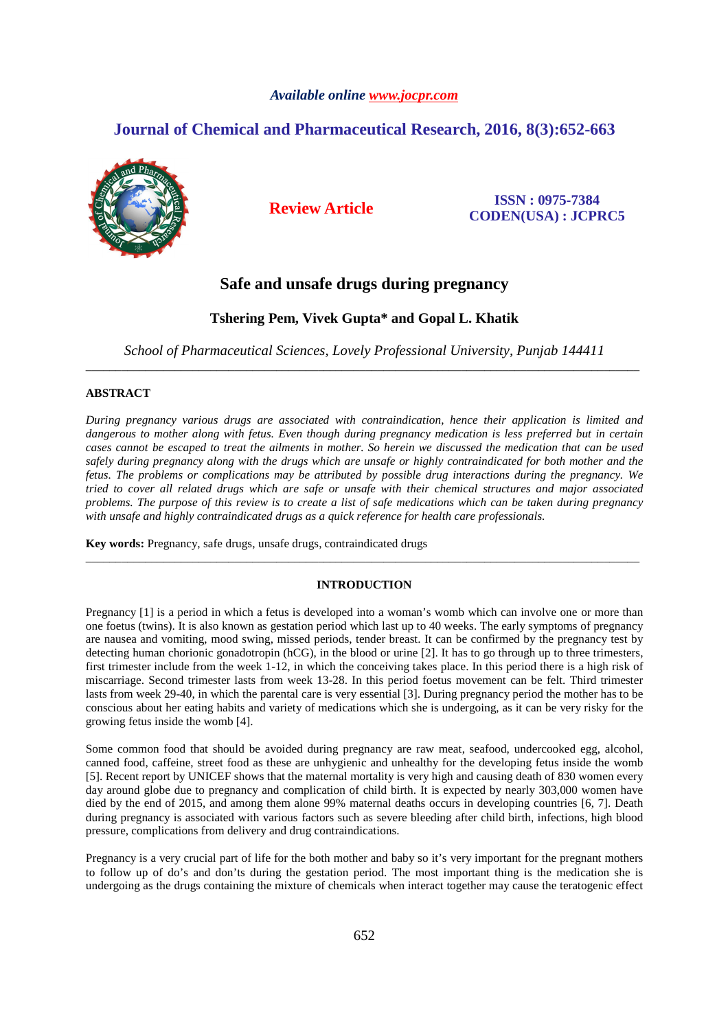# Safe and unsafe drugs during pregnancy

**Tshering Pem, Vivek Gupta* and Gopal L. Khatik**

*School of Pharmaceutical Sciences, Lovely Professional University, Punjab 144411*

---

## ABSTRACT

*During pregnancy various drugs are associated with contraindication, hence their application is limited and dangerous to mother along with fetus. Even though during pregnancy medication is less preferred but in certain cases cannot be escaped to treat the ailments in mother. So herein we discussed the medication that can be used safely during pregnancy along with the drugs which are unsafe or highly contraindicated for both mother and the fetus. The problems or complications may be attributed by possible drug interactions during the pregnancy. We tried to cover all related drugs which are safe or unsafe with their chemical structures and major associated problems. The purpose of this review is to create a list of safe medications which can be taken during pregnancy with unsafe and highly contraindicated drugs as a quick reference for health care professionals.*

**Key words:** Pregnancy, safe drugs, unsafe drugs, contraindicated drugs

---

## INTRODUCTION

Pregnancy [1] is a period in which a fetus is developed into a woman's womb which can involve one or more than one foetus (twins). It is also known as gestation period which last up to 40 weeks. The early symptoms of pregnancy are nausea and vomiting, mood swing, missed periods, tender breast. It can be confirmed by the pregnancy test by detecting human chorionic gonadotropin (hCG), in the blood or urine [2]. It has to go through up to three trimesters, first trimester include from the week 1-12, in which the conceiving takes place. In this period there is a high risk of miscarriage. Second trimester lasts from week 13-28. In this period foetus movement can be felt. Third trimester lasts from week 29-40, in which the parental care is very essential [3]. During pregnancy period the mother has to be conscious about her eating habits and variety of medications which she is undergoing, as it can be very risky for the growing fetus inside the womb [4].

Some common food that should be avoided during pregnancy are raw meat, seafood, undercooked egg, alcohol, canned food, caffeine, street food as these are unhygienic and unhealthy for the developing fetus inside the womb [5]. Recent report by UNICEF shows that the maternal mortality is very high and causing death of 830 women every day around globe due to pregnancy and complication of child birth. It is expected by nearly 303,000 women have died by the end of 2015, and among them alone 99% maternal deaths occurs in developing countries [6, 7]. Death during pregnancy is associated with various factors such as severe bleeding after child birth, infections, high blood pressure, complications from delivery and drug contraindications.

Pregnancy is a very crucial part of life for the both mother and baby so it's very important for the pregnant mothers to follow up of do's and don'ts during the gestation period. The most important thing is the medication she is undergoing as the drugs containing the mixture of chemicals when interact together may cause the teratogenic effect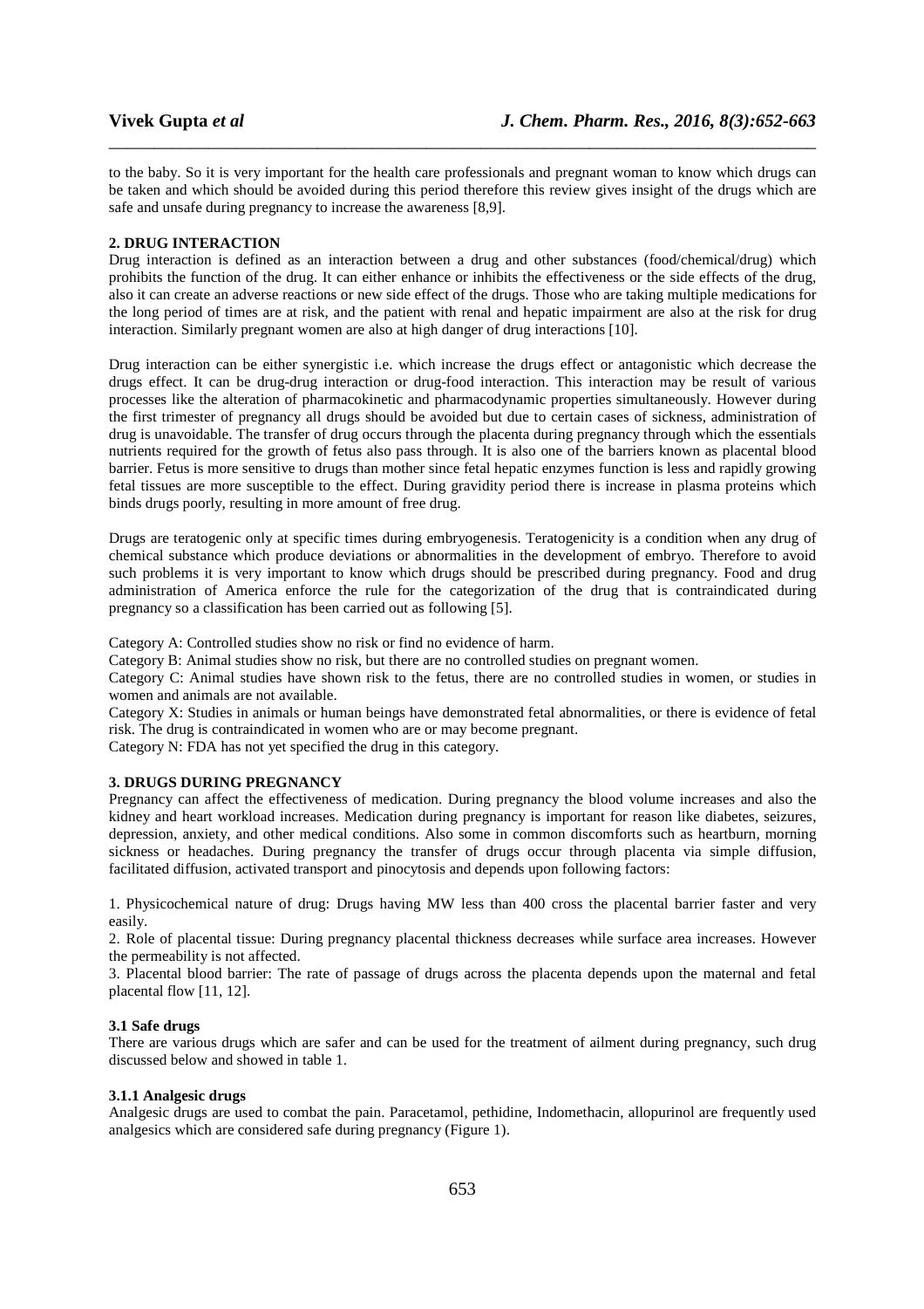to the baby. So it is very important for the health care professionals and pregnant woman to know which drugs can be taken and which should be avoided during this period therefore this review gives insight of the drugs which are safe and unsafe during pregnancy to increase the awareness [8,9].

## 2. DRUG INTERACTION

Drug interaction is defined as an interaction between a drug and other substances (food/chemical/drug) which prohibits the function of the drug. It can either enhance or inhibits the effectiveness or the side effects of the drug, also it can create an adverse reactions or new side effect of the drugs. Those who are taking multiple medications for the long period of times are at risk, and the patient with renal and hepatic impairment are also at the risk for drug interaction. Similarly pregnant women are also at high danger of drug interactions [10].

Drug interaction can be either synergistic i.e. which increase the drugs effect or antagonistic which decrease the drugs effect. It can be drug-drug interaction or drug-food interaction. This interaction may be result of various processes like the alteration of pharmacokinetic and pharmacodynamic properties simultaneously. However during the first trimester of pregnancy all drugs should be avoided but due to certain cases of sickness, administration of drug is unavoidable. The transfer of drug occurs through the placenta during pregnancy through which the essentials nutrients required for the growth of fetus also pass through. It is also one of the barriers known as placental blood barrier. Fetus is more sensitive to drugs than mother since fetal hepatic enzymes function is less and rapidly growing fetal tissues are more susceptible to the effect. During gravidity period there is increase in plasma proteins which binds drugs poorly, resulting in more amount of free drug.

Drugs are teratogenic only at specific times during embryogenesis. Teratogenicity is a condition when any drug of chemical substance which produce deviations or abnormalities in the development of embryo. Therefore to avoid such problems it is very important to know which drugs should be prescribed during pregnancy. Food and drug administration of America enforce the rule for the categorization of the drug that is contraindicated during pregnancy so a classification has been carried out as following [5].

Category A: Controlled studies show no risk or find no evidence of harm.

Category B: Animal studies show no risk, but there are no controlled studies on pregnant women.

Category C: Animal studies have shown risk to the fetus, there are no controlled studies in women, or studies in women and animals are not available.

Category X: Studies in animals or human beings have demonstrated fetal abnormalities, or there is evidence of fetal risk. The drug is contraindicated in women who are or may become pregnant.

Category N: FDA has not yet specified the drug in this category.

## 3. DRUGS DURING PREGNANCY

Pregnancy can affect the effectiveness of medication. During pregnancy the blood volume increases and also the kidney and heart workload increases. Medication during pregnancy is important for reason like diabetes, seizures, depression, anxiety, and other medical conditions. Also some in common discomforts such as heartburn, morning sickness or headaches. During pregnancy the transfer of drugs occur through placenta via simple diffusion, facilitated diffusion, activated transport and pinocytosis and depends upon following factors:

1. Physicochemical nature of drug: Drugs having MW less than 400 cross the placental barrier faster and very easily.
2. Role of placental tissue: During pregnancy placental thickness decreases while surface area increases. However the permeability is not affected.
3. Placental blood barrier: The rate of passage of drugs across the placenta depends upon the maternal and fetal placental flow [11, 12].

### 3.1 Safe drugs

There are various drugs which are safer and can be used for the treatment of ailment during pregnancy, such drug discussed below and showed in table 1.

#### 3.1.1 Analgesic drugs

Analgesic drugs are used to combat the pain. Paracetamol, pethidine, Indomethacin, allopurinol are frequently used analgesics which are considered safe during pregnancy (Figure 1).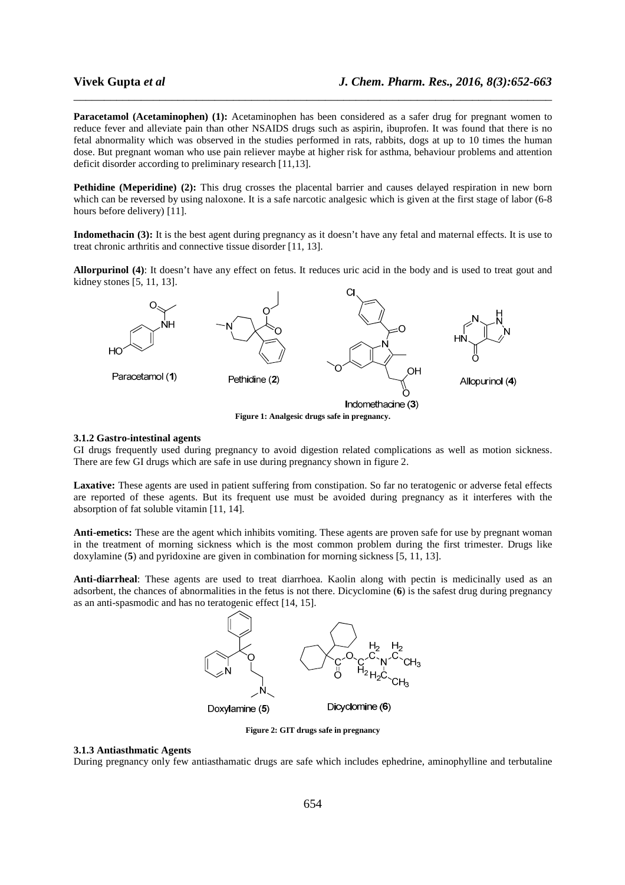**Paracetamol (Acetaminophen) (1):** Acetaminophen has been considered as a safer drug for pregnant women to reduce fever and alleviate pain than other NSAIDS drugs such as aspirin, ibuprofen. It was found that there is no fetal abnormality which was observed in the studies performed in rats, rabbits, dogs at up to 10 times the human dose. But pregnant woman who use pain reliever maybe at higher risk for asthma, behaviour problems and attention deficit disorder according to preliminary research [11,13].

**Pethidine (Meperidine) (2):** This drug crosses the placental barrier and causes delayed respiration in new born which can be reversed by using naloxone. It is a safe narcotic analgesic which is given at the first stage of labor (6-8 hours before delivery) [11].

**Indomethacin (3):** It is the best agent during pregnancy as it doesn't have any fetal and maternal effects. It is use to treat chronic arthritis and connective tissue disorder [11, 13].

**Allorpurinol (4)**: It doesn't have any effect on fetus. It reduces uric acid in the body and is used to treat gout and kidney stones [5, 11, 13].

Paracetamol (**1**) Pethidine (**2**) Indomethacine (**3**) Allopurinol (**4**)

**Figure 1: Analgesic drugs safe in pregnancy.**

### 3.1.2 Gastro-intestinal agents

GI drugs frequently used during pregnancy to avoid digestion related complications as well as motion sickness. There are few GI drugs which are safe in use during pregnancy shown in figure 2.

**Laxative:** These agents are used in patient suffering from constipation. So far no teratogenic or adverse fetal effects are reported of these agents. But its frequent use must be avoided during pregnancy as it interferes with the absorption of fat soluble vitamin [11, 14].

**Anti-emetics:** These are the agent which inhibits vomiting. These agents are proven safe for use by pregnant woman in the treatment of morning sickness which is the most common problem during the first trimester. Drugs like doxylamine (**5**) and pyridoxine are given in combination for morning sickness [5, 11, 13].

**Anti-diarrheal**: These agents are used to treat diarrhoea. Kaolin along with pectin is medicinally used as an adsorbent, the chances of abnormalities in the fetus is not there. Dicyclomine (**6**) is the safest drug during pregnancy as an anti-spasmodic and has no teratogenic effect [14, 15].

Doxylamine (**5**) Dicyclomine (**6**)

**Figure 2: GIT drugs safe in pregnancy**

### 3.1.3 Antiasthmatic Agents

During pregnancy only few antiasthamatic drugs are safe which includes ephedrine, aminophylline and terbutaline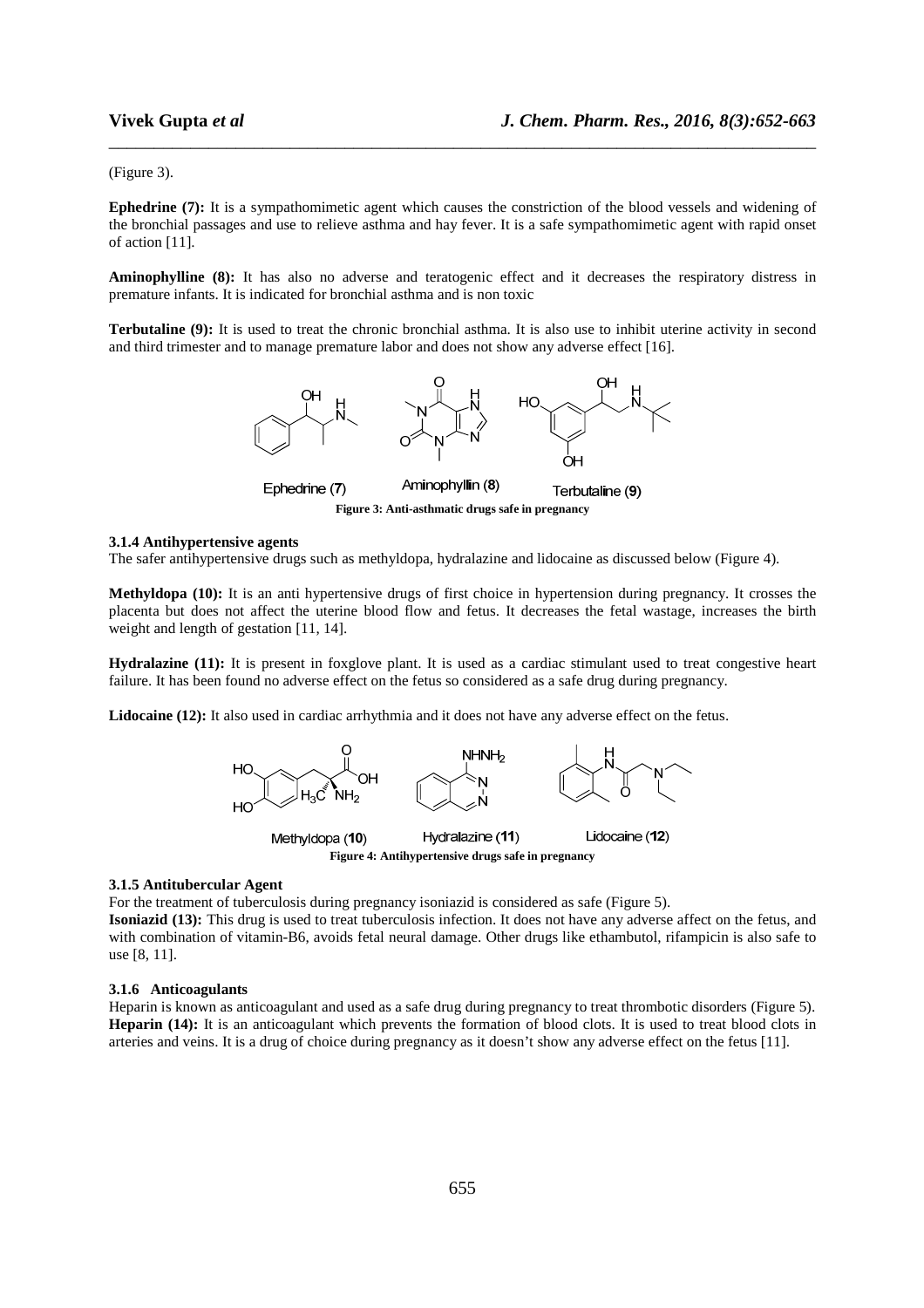(Figure 3).

**Ephedrine (7):** It is a sympathomimetic agent which causes the constriction of the blood vessels and widening of the bronchial passages and use to relieve asthma and hay fever. It is a safe sympathomimetic agent with rapid onset of action [11].

**Aminophylline (8):** It has also no adverse and teratogenic effect and it decreases the respiratory distress in premature infants. It is indicated for bronchial asthma and is non toxic

**Terbutaline (9):** It is used to treat the chronic bronchial asthma. It is also use to inhibit uterine activity in second and third trimester and to manage premature labor and does not show any adverse effect [16].

Ephedrine (**7**) Aminophyllin (**8**) Terbutaline (**9**)

**Figure 3: Anti-asthmatic drugs safe in pregnancy**

### 3.1.4 Antihypertensive agents

The safer antihypertensive drugs such as methyldopa, hydralazine and lidocaine as discussed below (Figure 4).

**Methyldopa (10):** It is an anti hypertensive drugs of first choice in hypertension during pregnancy. It crosses the placenta but does not affect the uterine blood flow and fetus. It decreases the fetal wastage, increases the birth weight and length of gestation [11, 14].

**Hydralazine (11):** It is present in foxglove plant. It is used as a cardiac stimulant used to treat congestive heart failure. It has been found no adverse effect on the fetus so considered as a safe drug during pregnancy.

**Lidocaine (12):** It also used in cardiac arrhythmia and it does not have any adverse effect on the fetus.

Methyldopa (**10**) Hydralazine (**11**) Lidocaine (**12**)

**Figure 4: Antihypertensive drugs safe in pregnancy**

### 3.1.5 Antitubercular Agent

For the treatment of tuberculosis during pregnancy isoniazid is considered as safe (Figure 5).

**Isoniazid (13):** This drug is used to treat tuberculosis infection. It does not have any adverse affect on the fetus, and with combination of vitamin-B6, avoids fetal neural damage. Other drugs like ethambutol, rifampicin is also safe to use [8, 11].

### 3.1.6 Anticoagulants

Heparin is known as anticoagulant and used as a safe drug during pregnancy to treat thrombotic disorders (Figure 5).

**Heparin (14):** It is an anticoagulant which prevents the formation of blood clots. It is used to treat blood clots in arteries and veins. It is a drug of choice during pregnancy as it doesn't show any adverse effect on the fetus [11].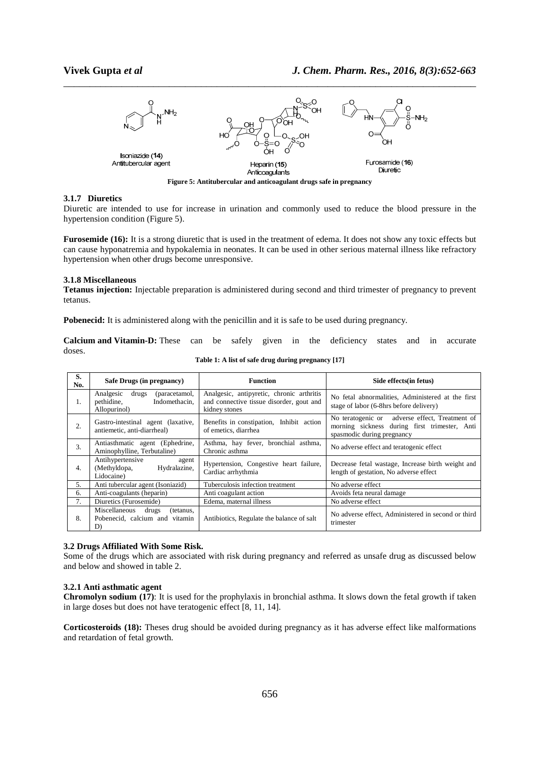Isoniazide (14)
Antitubercular agent

Heparin (15)
Anticoagulants

Furosamide (16)
Diuretic

**Figure 5: Antitubercular and anticoagulant drugs safe in pregnancy**

### 3.1.7 Diuretics

Diuretic are intended to use for increase in urination and commonly used to reduce the blood pressure in the hypertension condition (Figure 5).

**Furosemide (16):** It is a strong diuretic that is used in the treatment of edema. It does not show any toxic effects but can cause hyponatremia and hypokalemia in neonates. It can be used in other serious maternal illness like refractory hypertension when other drugs become unresponsive.

### 3.1.8 Miscellaneous

**Tetanus injection:** Injectable preparation is administered during second and third trimester of pregnancy to prevent tetanus.

**Pobenecid:** It is administered along with the penicillin and it is safe to be used during pregnancy.

**Calcium and Vitamin-D:** These can be safely given in the deficiency states and in accurate doses.

**Table 1: A list of safe drug during pregnancy [17]**

| S. No. | Safe Drugs (in pregnancy) | Function | Side effects(in fetus) |
|---|---|---|---|
| 1. | Analgesic drugs (paracetamol, pethidine, Indomethacin, Allopurinol) | Analgesic, antipyretic, chronic arthritis and connective tissue disorder, gout and kidney stones | No fetal abnormalities, Administered at the first stage of labor (6-8hrs before delivery) |
| 2. | Gastro-intestinal agent (laxative, antiemetic, anti-diarrheal) | Benefits in constipation, Inhibit action of emetics, diarrhea | No teratogenic or adverse effect, Treatment of morning sickness during first trimester, Anti spasmodic during pregnancy |
| 3. | Antiasthmatic agent (Ephedrine, Aminophylline, Terbutaline) | Asthma, hay fever, bronchial asthma, Chronic asthma | No adverse effect and teratogenic effect |
| 4. | Antihypertensive agent (Methyldopa, Hydralazine, Lidocaine) | Hypertension, Congestive heart failure, Cardiac arrhythmia | Decrease fetal wastage, Increase birth weight and length of gestation, No adverse effect |
| 5. | Anti tubercular agent (Isoniazid) | Tuberculosis infection treatment | No adverse effect |
| 6. | Anti-coagulants (heparin) | Anti coagulant action | Avoids feta neural damage |
| 7. | Diuretics (Furosemide) | Edema, maternal illness | No adverse effect |
| 8. | Miscellaneous drugs (tetanus, Pobenecid, calcium and vitamin D) | Antibiotics, Regulate the balance of salt | No adverse effect, Administered in second or third trimester |

## 3.2 Drugs Affiliated With Some Risk.

Some of the drugs which are associated with risk during pregnancy and referred as unsafe drug as discussed below and below and showed in table 2.

### 3.2.1 Anti asthmatic agent

**Chromolyn sodium (17)**: It is used for the prophylaxis in bronchial asthma. It slows down the fetal growth if taken in large doses but does not have teratogenic effect [8, 11, 14].

**Corticosteroids (18):** Theses drug should be avoided during pregnancy as it has adverse effect like malformations and retardation of fetal growth.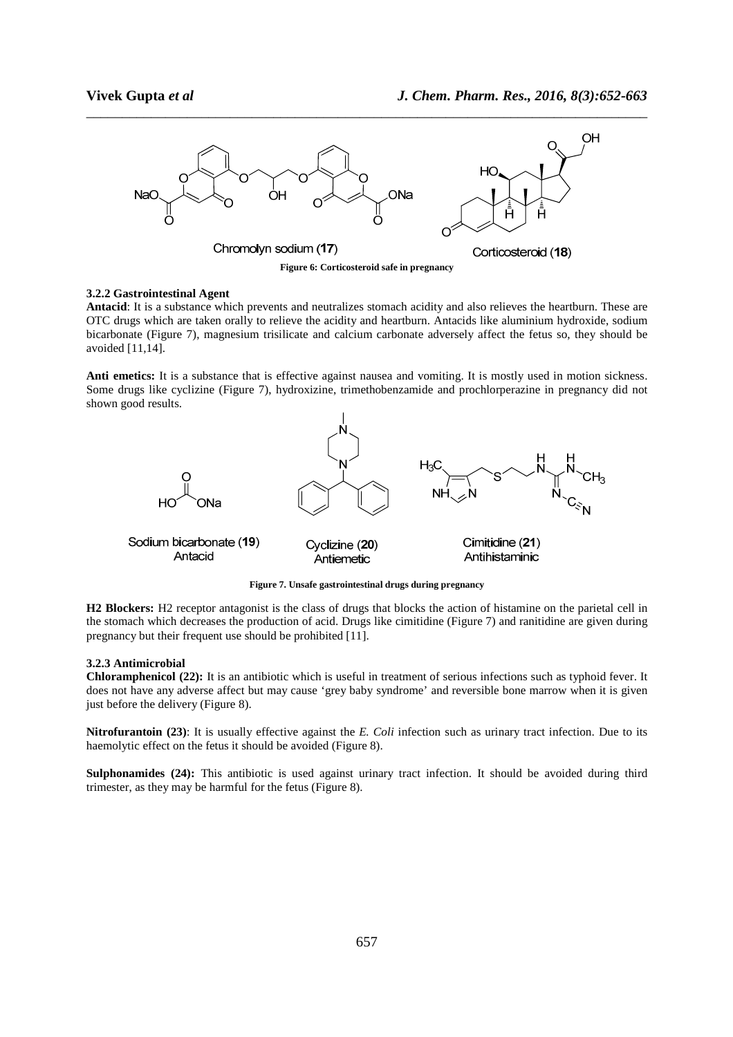Chromolyn sodium (**17**) Corticosteroid (**18**)

**Figure 6: Corticosteroid safe in pregnancy**

### 3.2.2 Gastrointestinal Agent

**Antacid**: It is a substance which prevents and neutralizes stomach acidity and also relieves the heartburn. These are OTC drugs which are taken orally to relieve the acidity and heartburn. Antacids like aluminium hydroxide, sodium bicarbonate (Figure 7), magnesium trisilicate and calcium carbonate adversely affect the fetus so, they should be avoided [11,14].

**Anti emetics:** It is a substance that is effective against nausea and vomiting. It is mostly used in motion sickness. Some drugs like cyclizine (Figure 7), hydroxizine, trimethobenzamide and prochlorperazine in pregnancy did not shown good results.

Sodium bicarbonate (**19**) Antacid

Cyclizine (**20**) Antiemetic

Cimitidine (**21**) Antihistaminic

**Figure 7. Unsafe gastrointestinal drugs during pregnancy**

**H2 Blockers:** H2 receptor antagonist is the class of drugs that blocks the action of histamine on the parietal cell in the stomach which decreases the production of acid. Drugs like cimitidine (Figure 7) and ranitidine are given during pregnancy but their frequent use should be prohibited [11].

### 3.2.3 Antimicrobial

**Chloramphenicol (22):** It is an antibiotic which is useful in treatment of serious infections such as typhoid fever. It does not have any adverse affect but may cause 'grey baby syndrome' and reversible bone marrow when it is given just before the delivery (Figure 8).

**Nitrofurantoin (23)**: It is usually effective against the *E. Coli* infection such as urinary tract infection. Due to its haemolytic effect on the fetus it should be avoided (Figure 8).

**Sulphonamides (24):** This antibiotic is used against urinary tract infection. It should be avoided during third trimester, as they may be harmful for the fetus (Figure 8).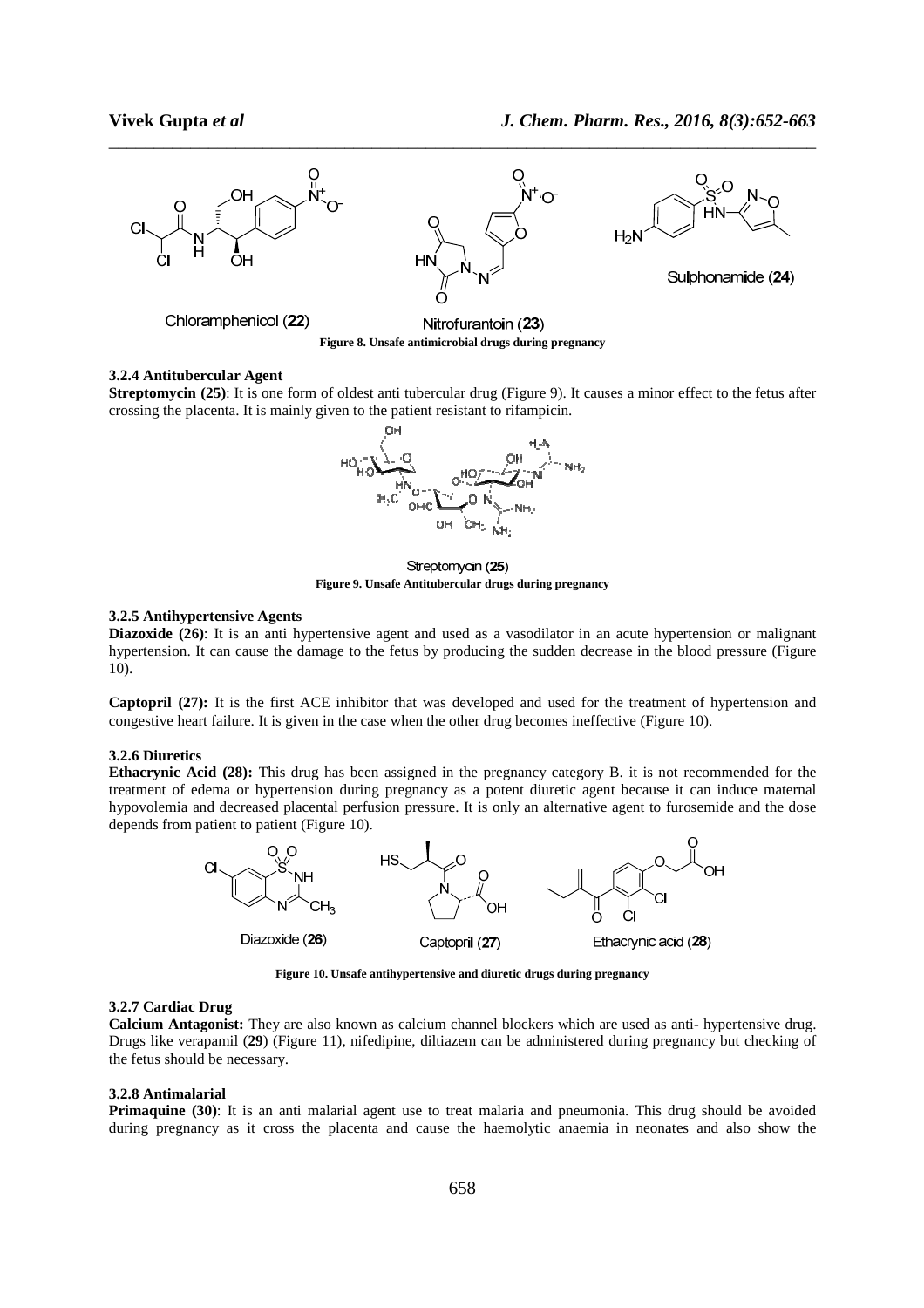Chloramphenicol (**22**)

Nitrofurantoin (**23**)

Sulphonamide (**24**)

**Figure 8. Unsafe antimicrobial drugs during pregnancy**

### 3.2.4 Antitubercular Agent

**Streptomycin (25)**: It is one form of oldest anti tubercular drug (Figure 9). It causes a minor effect to the fetus after crossing the placenta. It is mainly given to the patient resistant to rifampicin.

Streptomycin (**25**)

**Figure 9. Unsafe Antitubercular drugs during pregnancy**

### 3.2.5 Antihypertensive Agents

**Diazoxide (26)**: It is an anti hypertensive agent and used as a vasodilator in an acute hypertension or malignant hypertension. It can cause the damage to the fetus by producing the sudden decrease in the blood pressure (Figure 10).

**Captopril (27):** It is the first ACE inhibitor that was developed and used for the treatment of hypertension and congestive heart failure. It is given in the case when the other drug becomes ineffective (Figure 10).

### 3.2.6 Diuretics

**Ethacrynic Acid (28):** This drug has been assigned in the pregnancy category B. it is not recommended for the treatment of edema or hypertension during pregnancy as a potent diuretic agent because it can induce maternal hypovolemia and decreased placental perfusion pressure. It is only an alternative agent to furosemide and the dose depends from patient to patient (Figure 10).

Diazoxide (**26**)

Captopril (**27**)

Ethacrynic acid (**28**)

**Figure 10. Unsafe antihypertensive and diuretic drugs during pregnancy**

### 3.2.7 Cardiac Drug

**Calcium Antagonist:** They are also known as calcium channel blockers which are used as anti- hypertensive drug. Drugs like verapamil (**29**) (Figure 11), nifedipine, diltiazem can be administered during pregnancy but checking of the fetus should be necessary.

### 3.2.8 Antimalarial

**Primaquine (30)**: It is an anti malarial agent use to treat malaria and pneumonia. This drug should be avoided during pregnancy as it cross the placenta and cause the haemolytic anaemia in neonates and also show the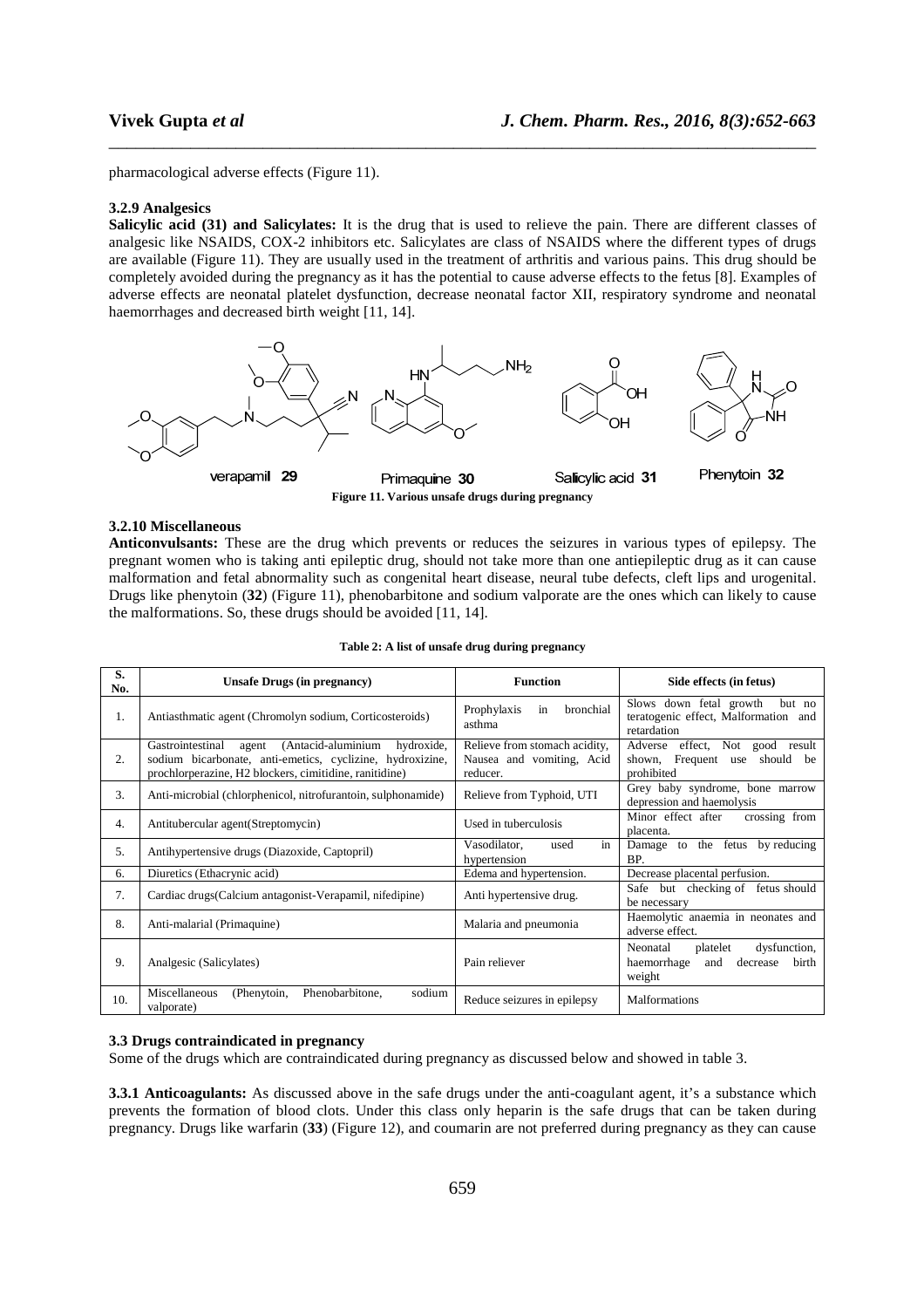pharmacological adverse effects (Figure 11).

### 3.2.9 Analgesics

**Salicylic acid (31) and Salicylates:** It is the drug that is used to relieve the pain. There are different classes of analgesic like NSAIDS, COX-2 inhibitors etc. Salicylates are class of NSAIDS where the different types of drugs are available (Figure 11). They are usually used in the treatment of arthritis and various pains. This drug should be completely avoided during the pregnancy as it has the potential to cause adverse effects to the fetus [8]. Examples of adverse effects are neonatal platelet dysfunction, decrease neonatal factor XII, respiratory syndrome and neonatal haemorrhages and decreased birth weight [11, 14].

verapamil **29** Primaquine **30** Salicylic acid **31** Phenytoin **32**

**Figure 11. Various unsafe drugs during pregnancy**

### 3.2.10 Miscellaneous

**Anticonvulsants:** These are the drug which prevents or reduces the seizures in various types of epilepsy. The pregnant women who is taking anti epileptic drug, should not take more than one antiepileptic drug as it can cause malformation and fetal abnormality such as congenital heart disease, neural tube defects, cleft lips and urogenital. Drugs like phenytoin (**32**) (Figure 11), phenobarbitone and sodium valporate are the ones which can likely to cause the malformations. So, these drugs should be avoided [11, 14].

**Table 2: A list of unsafe drug during pregnancy**

| S. No. | Unsafe Drugs (in pregnancy) | Function | Side effects (in fetus) |
|---|---|---|---|
| 1. | Antiasthmatic agent (Chromolyn sodium, Corticosteroids) | Prophylaxis in bronchial asthma | Slows down fetal growth but no teratogenic effect, Malformation and retardation |
| 2. | Gastrointestinal agent (Antacid-aluminium hydroxide, sodium bicarbonate, anti-emetics, cyclizine, hydroxizine, prochlorperazine, H2 blockers, cimitidine, ranitidine) | Relieve from stomach acidity, Nausea and vomiting, Acid reducer. | Adverse effect, Not good result shown, Frequent use should be prohibited |
| 3. | Anti-microbial (chlorphenicol, nitrofurantoin, sulphonamide) | Relieve from Typhoid, UTI | Grey baby syndrome, bone marrow depression and haemolysis |
| 4. | Antitubercular agent(Streptomycin) | Used in tuberculosis | Minor effect after crossing from placenta. |
| 5. | Antihypertensive drugs (Diazoxide, Captopril) | Vasodilator, used in hypertension | Damage to the fetus by reducing BP. |
| 6. | Diuretics (Ethacrynic acid) | Edema and hypertension. | Decrease placental perfusion. |
| 7. | Cardiac drugs(Calcium antagonist-Verapamil, nifedipine) | Anti hypertensive drug. | Safe but checking of fetus should be necessary |
| 8. | Anti-malarial (Primaquine) | Malaria and pneumonia | Haemolytic anaemia in neonates and adverse effect. |
| 9. | Analgesic (Salicylates) | Pain reliever | Neonatal platelet dysfunction, haemorrhage and decrease birth weight |
| 10. | Miscellaneous (Phenytoin, Phenobarbitone, sodium valporate) | Reduce seizures in epilepsy | Malformations |

### 3.3 Drugs contraindicated in pregnancy

Some of the drugs which are contraindicated during pregnancy as discussed below and showed in table 3.

**3.3.1 Anticoagulants:** As discussed above in the safe drugs under the anti-coagulant agent, it's a substance which prevents the formation of blood clots. Under this class only heparin is the safe drugs that can be taken during pregnancy. Drugs like warfarin (**33**) (Figure 12), and coumarin are not preferred during pregnancy as they can cause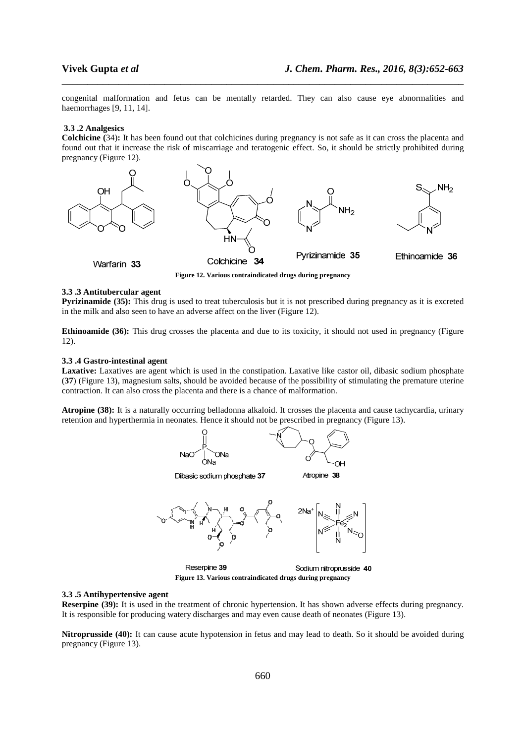congenital malformation and fetus can be mentally retarded. They can also cause eye abnormalities and haemorrhages [9, 11, 14].

### 3.3 .2 Analgesics

**Colchicine (**34)**:** It has been found out that colchicines during pregnancy is not safe as it can cross the placenta and found out that it increase the risk of miscarriage and teratogenic effect. So, it should be strictly prohibited during pregnancy (Figure 12).

Warfarin **33** Colchicine **34** Pyrizinamide **35** Ethinoamide **36**

**Figure 12. Various contraindicated drugs during pregnancy**

### 3.3 .3 Antitubercular agent

**Pyrizinamide (35):** This drug is used to treat tuberculosis but it is not prescribed during pregnancy as it is excreted in the milk and also seen to have an adverse affect on the liver (Figure 12).

**Ethinoamide (36):** This drug crosses the placenta and due to its toxicity, it should not used in pregnancy (Figure 12).

### 3.3 .4 Gastro-intestinal agent

**Laxative:** Laxatives are agent which is used in the constipation. Laxative like castor oil, dibasic sodium phosphate (**37**) (Figure 13), magnesium salts, should be avoided because of the possibility of stimulating the premature uterine contraction. It can also cross the placenta and there is a chance of malformation.

**Atropine (38):** It is a naturally occurring belladonna alkaloid. It crosses the placenta and cause tachycardia, urinary retention and hyperthermia in neonates. Hence it should not be prescribed in pregnancy (Figure 13).

Dibasic sodium phosphate **37** Atropine **38**

Reserpine **39** Sodium nitroprusside **40**

**Figure 13. Various contraindicated drugs during pregnancy**

### 3.3 .5 Antihypertensive agent

**Reserpine (39):** It is used in the treatment of chronic hypertension. It has shown adverse effects during pregnancy. It is responsible for producing watery discharges and may even cause death of neonates (Figure 13).

**Nitroprusside (40):** It can cause acute hypotension in fetus and may lead to death. So it should be avoided during pregnancy (Figure 13).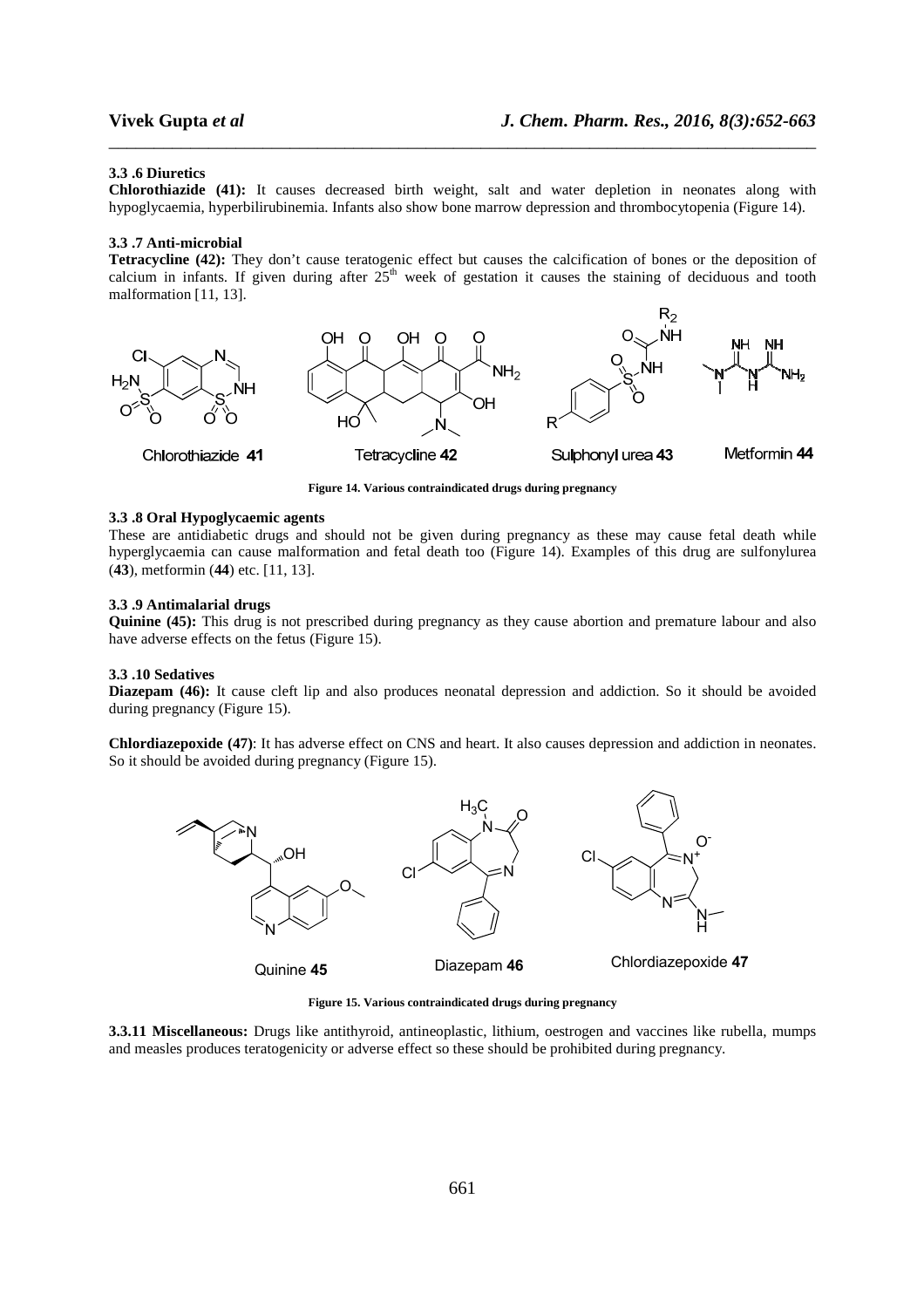### 3.3 .6 Diuretics

**Chlorothiazide (41):** It causes decreased birth weight, salt and water depletion in neonates along with hypoglycaemia, hyperbilirubinemia. Infants also show bone marrow depression and thrombocytopenia (Figure 14).

### 3.3 .7 Anti-microbial

**Tetracycline (42):** They don't cause teratogenic effect but causes the calcification of bones or the deposition of calcium in infants. If given during after 25th week of gestation it causes the staining of deciduous and tooth malformation [11, 13].

Chlorothiazide **41** Tetracycline **42** Sulphonyl urea **43** Metformin **44**

**Figure 14. Various contraindicated drugs during pregnancy**

### 3.3 .8 Oral Hypoglycaemic agents

These are antidiabetic drugs and should not be given during pregnancy as these may cause fetal death while hyperglycaemia can cause malformation and fetal death too (Figure 14). Examples of this drug are sulfonylurea (**43**), metformin (**44**) etc. [11, 13].

### 3.3 .9 Antimalarial drugs

**Quinine (45):** This drug is not prescribed during pregnancy as they cause abortion and premature labour and also have adverse effects on the fetus (Figure 15).

### 3.3 .10 Sedatives

**Diazepam (46):** It cause cleft lip and also produces neonatal depression and addiction. So it should be avoided during pregnancy (Figure 15).

**Chlordiazepoxide (47)**: It has adverse effect on CNS and heart. It also causes depression and addiction in neonates. So it should be avoided during pregnancy (Figure 15).

Quinine **45** Diazepam **46** Chlordiazepoxide **47**

**Figure 15. Various contraindicated drugs during pregnancy**

**3.3.11 Miscellaneous:** Drugs like antithyroid, antineoplastic, lithium, oestrogen and vaccines like rubella, mumps and measles produces teratogenicity or adverse effect so these should be prohibited during pregnancy.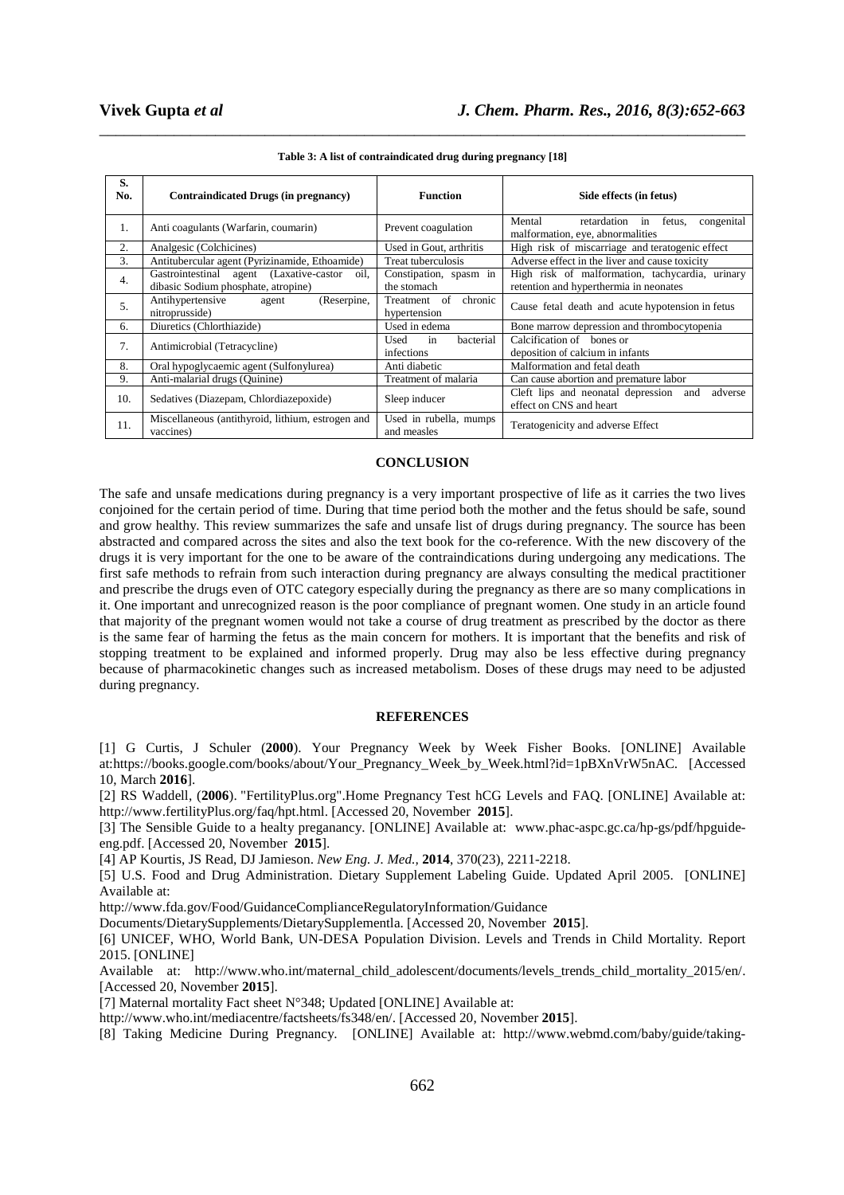**Table 3: A list of contraindicated drug during pregnancy [18]**

| S. No. | Contraindicated Drugs (in pregnancy) | Function | Side effects (in fetus) |
|---|---|---|---|
| 1. | Anti coagulants (Warfarin, coumarin) | Prevent coagulation | Mental retardation in fetus, congenital malformation, eye, abnormalities |
| 2. | Analgesic (Colchicines) | Used in Gout, arthritis | High risk of miscarriage and teratogenic effect |
| 3. | Antitubercular agent (Pyrizinamide, Ethoamide) | Treat tuberculosis | Adverse effect in the liver and cause toxicity |
| 4. | Gastrointestinal agent (Laxative-castor oil, dibasic Sodium phosphate, atropine) | Constipation, spasm in the stomach | High risk of malformation, tachycardia, urinary retention and hyperthermia in neonates |
| 5. | Antihypertensive agent (Reserpine, nitroprusside) | Treatment of chronic hypertension | Cause fetal death and acute hypotension in fetus |
| 6. | Diuretics (Chlorthiazide) | Used in edema | Bone marrow depression and thrombocytopenia |
| 7. | Antimicrobial (Tetracycline) | Used in bacterial infections | Calcification of bones or deposition of calcium in infants |
| 8. | Oral hypoglycaemic agent (Sulfonylurea) | Anti diabetic | Malformation and fetal death |
| 9. | Anti-malarial drugs (Quinine) | Treatment of malaria | Can cause abortion and premature labor |
| 10. | Sedatives (Diazepam, Chlordiazepoxide) | Sleep inducer | Cleft lips and neonatal depression and adverse effect on CNS and heart |
| 11. | Miscellaneous (antithyroid, lithium, estrogen and vaccines) | Used in rubella, mumps and measles | Teratogenicity and adverse Effect |

## CONCLUSION

The safe and unsafe medications during pregnancy is a very important prospective of life as it carries the two lives conjoined for the certain period of time. During that time period both the mother and the fetus should be safe, sound and grow healthy. This review summarizes the safe and unsafe list of drugs during pregnancy. The source has been abstracted and compared across the sites and also the text book for the co-reference. With the new discovery of the drugs it is very important for the one to be aware of the contraindications during undergoing any medications. The first safe methods to refrain from such interaction during pregnancy are always consulting the medical practitioner and prescribe the drugs even of OTC category especially during the pregnancy as there are so many complications in it. One important and unrecognized reason is the poor compliance of pregnant women. One study in an article found that majority of the pregnant women would not take a course of drug treatment as prescribed by the doctor as there is the same fear of harming the fetus as the main concern for mothers. It is important that the benefits and risk of stopping treatment to be explained and informed properly. Drug may also be less effective during pregnancy because of pharmacokinetic changes such as increased metabolism. Doses of these drugs may need to be adjusted during pregnancy.

## REFERENCES

[1] G Curtis, J Schuler (**2000**). Your Pregnancy Week by Week Fisher Books. [ONLINE] Available at:https://books.google.com/books/about/Your_Pregnancy_Week_by_Week.html?id=1pBXnVrW5nAC. [Accessed 10, March **2016**].

[2] RS Waddell, (**2006**). "FertilityPlus.org".Home Pregnancy Test hCG Levels and FAQ. [ONLINE] Available at: http://www.fertilityPlus.org/faq/hpt.html. [Accessed 20, November **2015**].

[3] The Sensible Guide to a healty preganancy. [ONLINE] Available at: www.phac-aspc.gc.ca/hp-gs/pdf/hpguide-eng.pdf. [Accessed 20, November **2015**].

[4] AP Kourtis, JS Read, DJ Jamieson. *New Eng. J. Med.,* **2014**, 370(23), 2211-2218.

[5] U.S. Food and Drug Administration. Dietary Supplement Labeling Guide. Updated April 2005. [ONLINE] Available at:
http://www.fda.gov/Food/GuidanceComplianceRegulatoryInformation/Guidance
Documents/DietarySupplements/DietarySupplementla. [Accessed 20, November **2015**].

[6] UNICEF, WHO, World Bank, UN-DESA Population Division. Levels and Trends in Child Mortality. Report 2015. [ONLINE]
Available at: http://www.who.int/maternal_child_adolescent/documents/levels_trends_child_mortality_2015/en/. [Accessed 20, November **2015**].

[7] Maternal mortality Fact sheet N°348; Updated [ONLINE] Available at:
http://www.who.int/mediacentre/factsheets/fs348/en/. [Accessed 20, November **2015**].

[8] Taking Medicine During Pregnancy. [ONLINE] Available at: http://www.webmd.com/baby/guide/taking-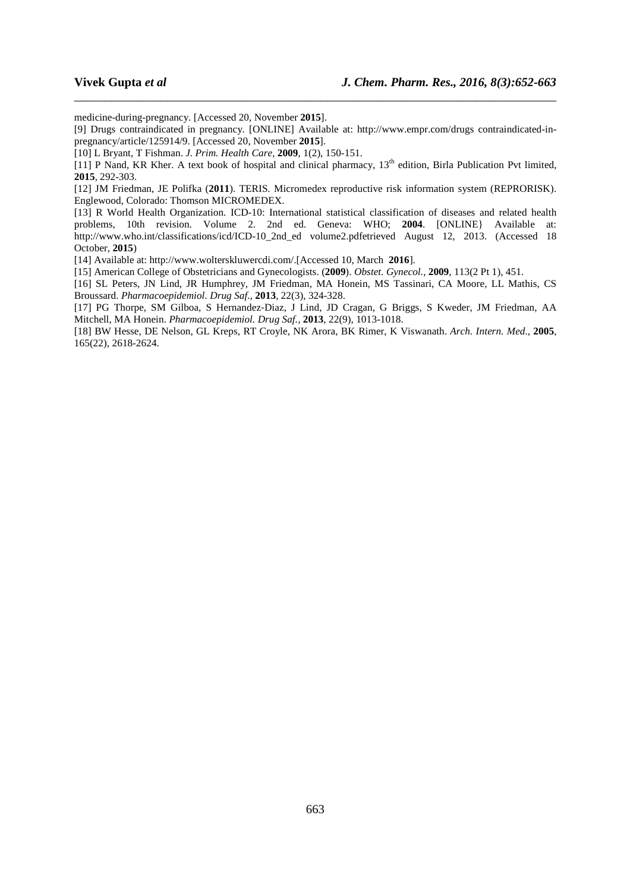medicine-during-pregnancy. [Accessed 20, November **2015**].

[9] Drugs contraindicated in pregnancy. [ONLINE] Available at: http://www.empr.com/drugs contraindicated-in-pregnancy/article/125914/9. [Accessed 20, November **2015**].

[10] L Bryant, T Fishman. *J. Prim. Health Care*, **2009**, 1(2), 150-151.

[11] P Nand, KR Kher. A text book of hospital and clinical pharmacy, 13th edition, Birla Publication Pvt limited, **2015**, 292-303.

[12] JM Friedman, JE Polifka (**2011**). TERIS. Micromedex reproductive risk information system (REPRORISK). Englewood, Colorado: Thomson MICROMEDEX.

[13] R World Health Organization. ICD-10: International statistical classification of diseases and related health problems, 10th revision. Volume 2. 2nd ed. Geneva: WHO; **2004**. [ONLINE} Available at: http://www.who.int/classifications/icd/ICD-10_2nd_ed volume2.pdfetrieved August 12, 2013. (Accessed 18 October, **2015**)

[14] Available at: http://www.wolterskluwercdi.com/.[Accessed 10, March **2016**].

[15] American College of Obstetricians and Gynecologists. (**2009**). *Obstet. Gynecol.*, **2009**, 113(2 Pt 1), 451.

[16] SL Peters, JN Lind, JR Humphrey, JM Friedman, MA Honein, MS Tassinari, CA Moore, LL Mathis, CS Broussard. *Pharmacoepidemiol. Drug Saf.*, **2013**, 22(3), 324-328.

[17] PG Thorpe, SM Gilboa, S Hernandez-Diaz, J Lind, JD Cragan, G Briggs, S Kweder, JM Friedman, AA Mitchell, MA Honein. *Pharmacoepidemiol. Drug Saf.*, **2013**, 22(9), 1013-1018.

[18] BW Hesse, DE Nelson, GL Kreps, RT Croyle, NK Arora, BK Rimer, K Viswanath. *Arch. Intern. Med.*, **2005**, 165(22), 2618-2624.